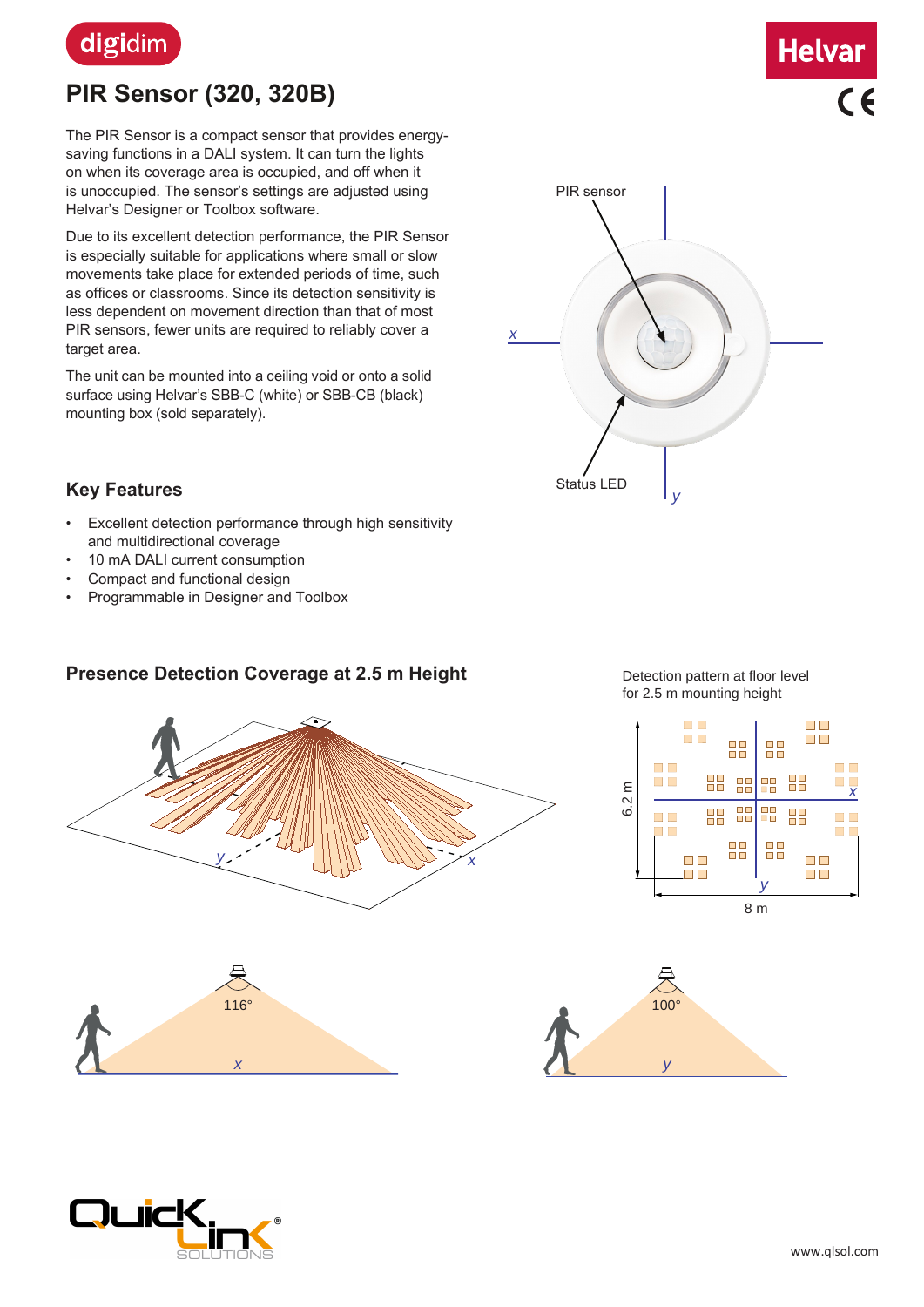digidim

# PIR Sensor (320, 320B)

The PIR Sensor is a compact sensor that provides energy-saving functions in a DALI system. It can turn the lights on when its coverage area is occupied, and off when it is unoccupied. The sensor's settings are adjusted using Helvar's Designer or Toolbox software.

Due to its excellent detection performance, the PIR Sensor is especially suitable for applications where small or slow movements take place for extended periods of time, such as offices or classrooms. Since its detection sensitivity is less dependent on movement direction than that of most PIR sensors, fewer units are required to reliably cover a target area.

The unit can be mounted into a ceiling void or onto a solid surface using Helvar's SBB-C (white) or SBB-CB (black) mounting box (sold separately).

PIR sensor

Status LED

## Key Features

- Excellent detection performance through high sensitivity and multidirectional coverage
- 10 mA DALI current consumption
- Compact and functional design
- Programmable in Designer and Toolbox

## Presence Detection Coverage at 2.5 m Height

Detection pattern at floor level for 2.5 m mounting height

6.2 m

8 m

116°

100°

www.qlsol.com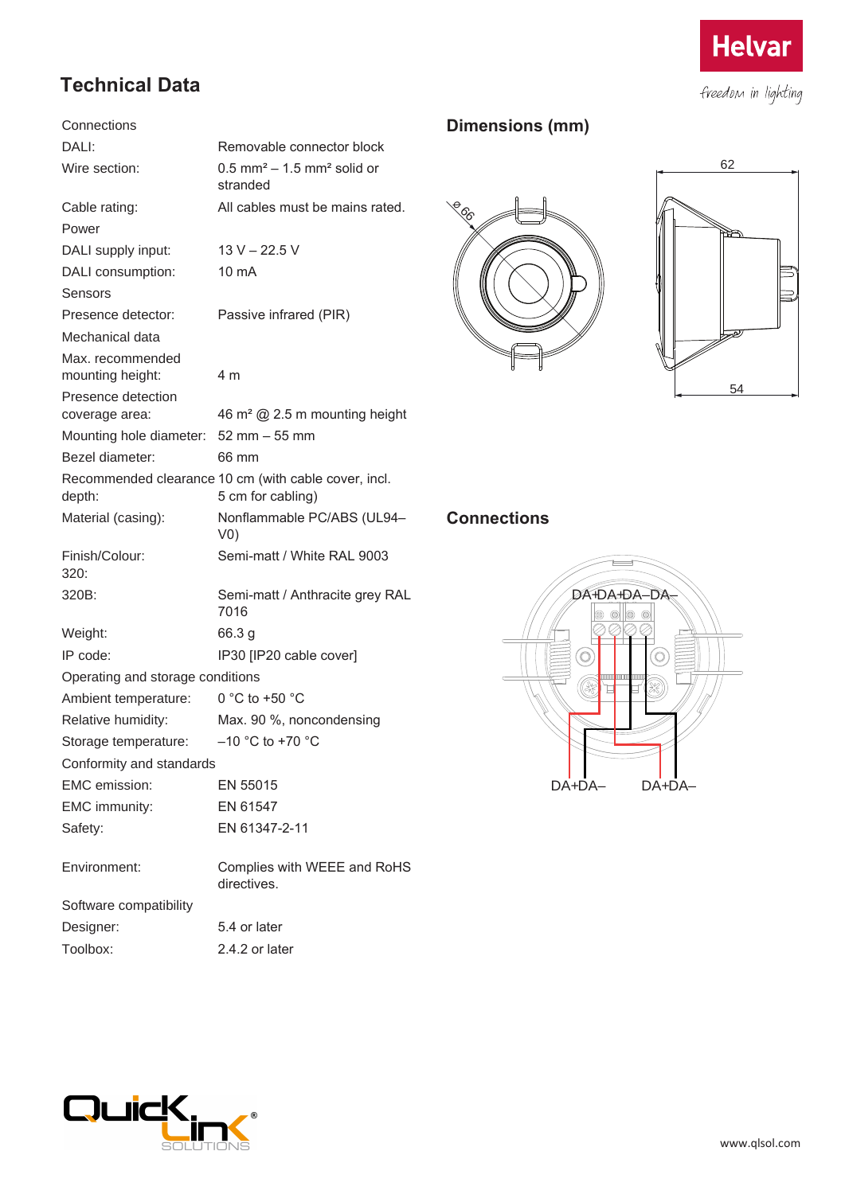## Technical Data

| | |
|---|---|
| Connections | |
| DALI: | Removable connector block |
| Wire section: | 0.5 mm² – 1.5 mm² solid or stranded |
| Cable rating: | All cables must be mains rated. |
| Power | |
| DALI supply input: | 13 V – 22.5 V |
| DALI consumption: | 10 mA |
| Sensors | |
| Presence detector: | Passive infrared (PIR) |
| Mechanical data | |
| Max. recommended mounting height: | 4 m |
| Presence detection coverage area: | 46 m² @ 2.5 m mounting height |
| Mounting hole diameter: | 52 mm – 55 mm |
| Bezel diameter: | 66 mm |
| Recommended clearance depth: | 10 cm (with cable cover, incl. 5 cm for cabling) |
| Material (casing): | Nonflammable PC/ABS (UL94–V0) |
| Finish/Colour: 320: | Semi-matt / White RAL 9003 |
| 320B: | Semi-matt / Anthracite grey RAL 7016 |
| Weight: | 66.3 g |
| IP code: | IP30 [IP20 cable cover] |
| Operating and storage conditions | |
| Ambient temperature: | 0 °C to +50 °C |
| Relative humidity: | Max. 90 %, noncondensing |
| Storage temperature: | –10 °C to +70 °C |
| Conformity and standards | |
| EMC emission: | EN 55015 |
| EMC immunity: | EN 61547 |
| Safety: | EN 61347-2-11 |
| Environment: | Complies with WEEE and RoHS directives. |
| Software compatibility | |
| Designer: | 5.4 or later |
| Toolbox: | 2.4.2 or later |

## Dimensions (mm)

Ø 66

62

54

## Connections

DA+DA+DA–DA–

DA+DA–

DA+DA–

www.qlsol.com